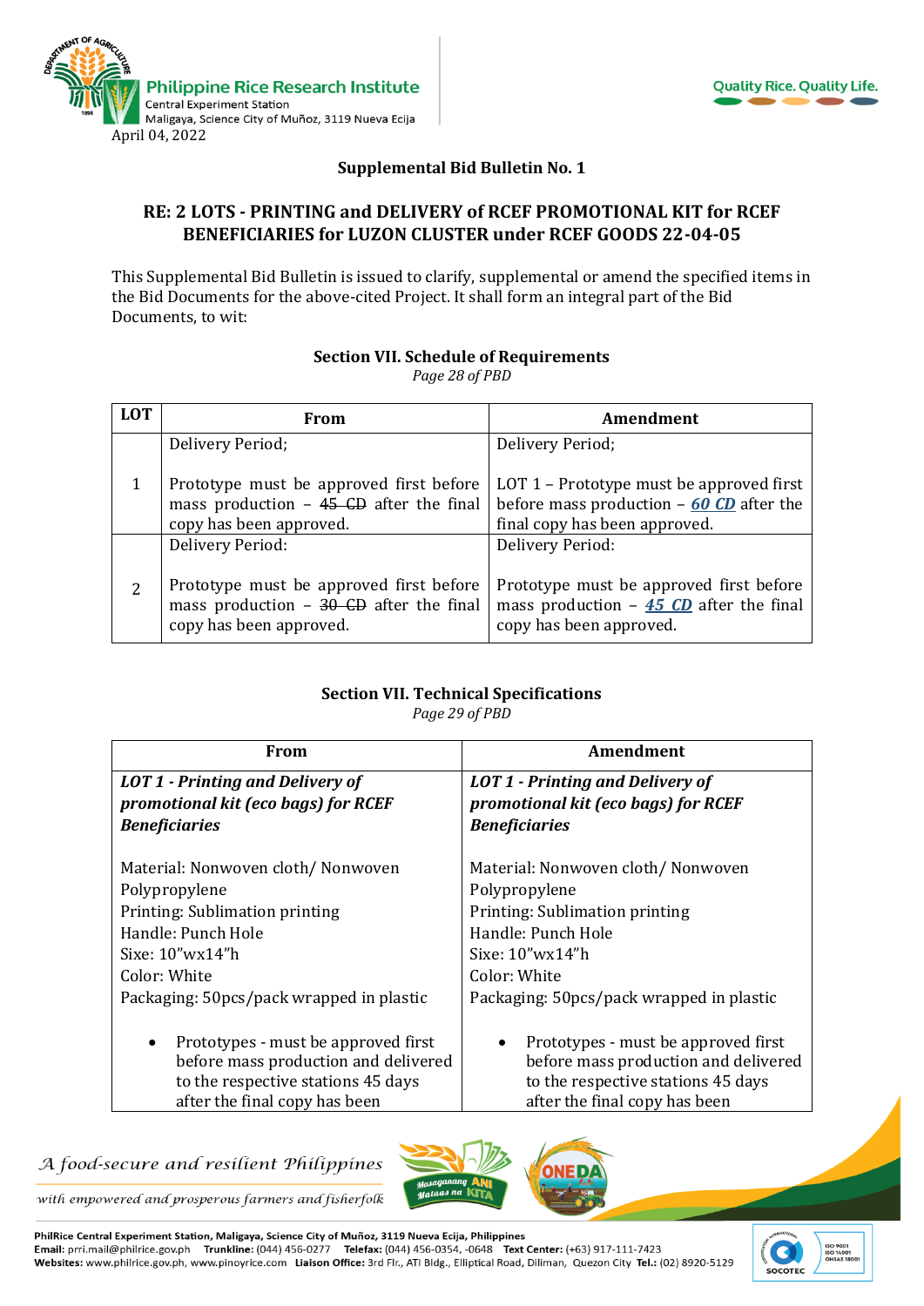April 04, 2022

**Supplemental Bid Bulletin No. 1**

**RE: 2 LOTS - PRINTING and DELIVERY of RCEF PROMOTIONAL KIT for RCEF BENEFICIARIES for LUZON CLUSTER under RCEF GOODS 22-04-05**

This Supplemental Bid Bulletin is issued to clarify, supplemental or amend the specified items in the Bid Documents for the above-cited Project. It shall form an integral part of the Bid Documents, to wit:

**Section VII. Schedule of Requirements**
*Page 28 of PBD*

| LOT | From | Amendment |
|---|---|---|
| 1 | Delivery Period;<br><br>Prototype must be approved first before mass production – ~~45 CD~~ after the final copy has been approved. | Delivery Period;<br><br>LOT 1 – Prototype must be approved first before mass production – ***60 CD*** after the final copy has been approved. |
| 2 | Delivery Period:<br><br>Prototype must be approved first before mass production – ~~30 CD~~ after the final copy has been approved. | Delivery Period:<br><br>Prototype must be approved first before mass production – ***45 CD*** after the final copy has been approved. |

**Section VII. Technical Specifications**
*Page 29 of PBD*

| From | Amendment |
|---|---|
| ***LOT 1 - Printing and Delivery of promotional kit (eco bags) for RCEF Beneficiaries***<br><br>Material: Nonwoven cloth/ Nonwoven Polypropylene<br>Printing: Sublimation printing<br>Handle: Punch Hole<br>Sixe: 10"wx14"h<br>Color: White<br>Packaging: 50pcs/pack wrapped in plastic<br><br>• Prototypes - must be approved first before mass production and delivered to the respective stations 45 days after the final copy has been | ***LOT 1 - Printing and Delivery of promotional kit (eco bags) for RCEF Beneficiaries***<br><br>Material: Nonwoven cloth/ Nonwoven Polypropylene<br>Printing: Sublimation printing<br>Handle: Punch Hole<br>Sixe: 10"wx14"h<br>Color: White<br>Packaging: 50pcs/pack wrapped in plastic<br><br>• Prototypes - must be approved first before mass production and delivered to the respective stations 45 days after the final copy has been |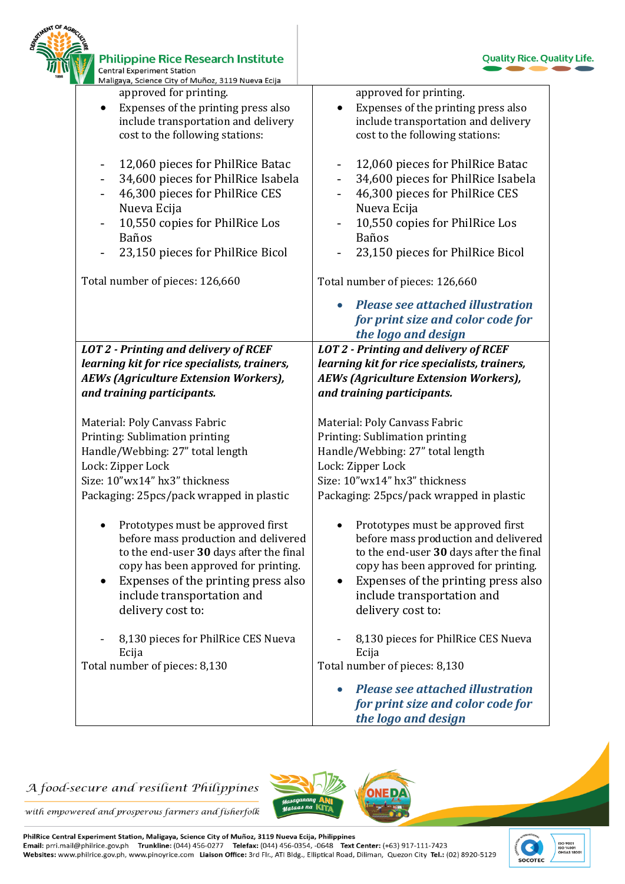| | |
|---|---|
| approved for printing.<br>• Expenses of the printing press also include transportation and delivery cost to the following stations:<br><br>- 12,060 pieces for PhilRice Batac<br>- 34,600 pieces for PhilRice Isabela<br>- 46,300 pieces for PhilRice CES Nueva Ecija<br>- 10,550 copies for PhilRice Los Baños<br>- 23,150 pieces for PhilRice Bicol<br><br>Total number of pieces: 126,660 | approved for printing.<br>• Expenses of the printing press also include transportation and delivery cost to the following stations:<br><br>- 12,060 pieces for PhilRice Batac<br>- 34,600 pieces for PhilRice Isabela<br>- 46,300 pieces for PhilRice CES Nueva Ecija<br>- 10,550 copies for PhilRice Los Baños<br>- 23,150 pieces for PhilRice Bicol<br><br>Total number of pieces: 126,660<br><br>• ***Please see attached illustration for print size and color code for the logo and design*** |
| ***LOT 2 - Printing and delivery of RCEF learning kit for rice specialists, trainers, AEWs (Agriculture Extension Workers), and training participants.***<br><br>Material: Poly Canvass Fabric<br>Printing: Sublimation printing<br>Handle/Webbing: 27" total length<br>Lock: Zipper Lock<br>Size: 10"wx14" hx3" thickness<br>Packaging: 25pcs/pack wrapped in plastic<br><br>• Prototypes must be approved first before mass production and delivered to the end-user **30** days after the final copy has been approved for printing.<br>• Expenses of the printing press also include transportation and delivery cost to:<br><br>- 8,130 pieces for PhilRice CES Nueva Ecija<br><br>Total number of pieces: 8,130 | ***LOT 2 - Printing and delivery of RCEF learning kit for rice specialists, trainers, AEWs (Agriculture Extension Workers), and training participants.***<br><br>Material: Poly Canvass Fabric<br>Printing: Sublimation printing<br>Handle/Webbing: 27" total length<br>Lock: Zipper Lock<br>Size: 10"wx14" hx3" thickness<br>Packaging: 25pcs/pack wrapped in plastic<br><br>• Prototypes must be approved first before mass production and delivered to the end-user **30** days after the final copy has been approved for printing.<br>• Expenses of the printing press also include transportation and delivery cost to:<br><br>- 8,130 pieces for PhilRice CES Nueva Ecija<br><br>Total number of pieces: 8,130<br><br>• ***Please see attached illustration for print size and color code for the logo and design*** |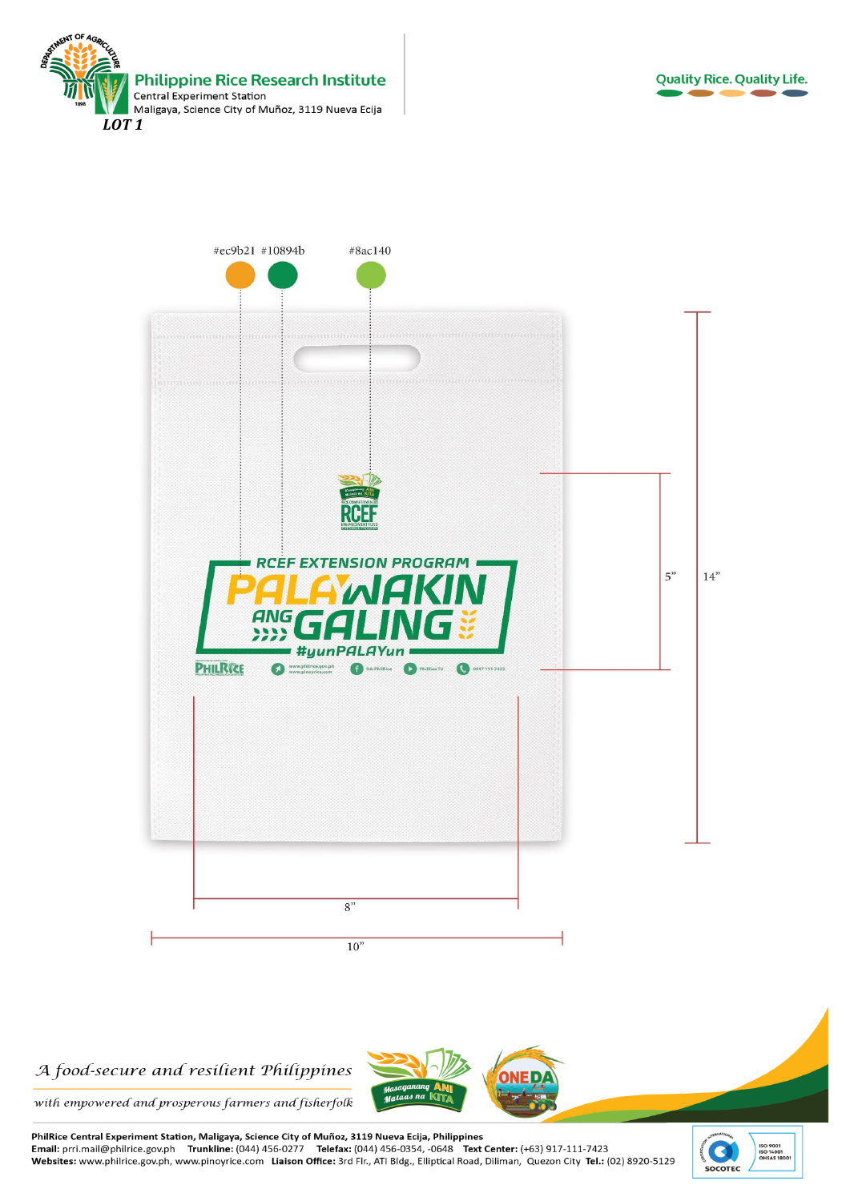**Philippine Rice Research Institute**
Central Experiment Station
Maligaya, Science City of Muñoz, 3119 Nueva Ecija

**LOT 1**

Quality Rice. Quality Life.

#ec9b21 #10894b #8ac140

RCEF EXTENSION PROGRAM

PALAWAKIN ANG GALING

#yunPALAYun

5"

14"

8"

10"

*A food-secure and resilient Philippines*

*with empowered and prosperous farmers and fisherfolk*

Masaganang ANI Mataas na KITA

ONE DA

**PhilRice Central Experiment Station, Maligaya, Science City of Muñoz, 3119 Nueva Ecija, Philippines**
**Email:** prri.mail@philrice.gov.ph **Trunkline:** (044) 456-0277 **Telefax:** (044) 456-0354, -0648 **Text Center:** (+63) 917-111-7423
**Websites:** www.philrice.gov.ph, www.pinoyrice.com **Liaison Office:** 3rd Flr., ATI Bldg., Elliptical Road, Diliman, Quezon City **Tel.:** (02) 8920-5129

SOCOTEC ISO 9001 ISO 14001 OHSAS 18001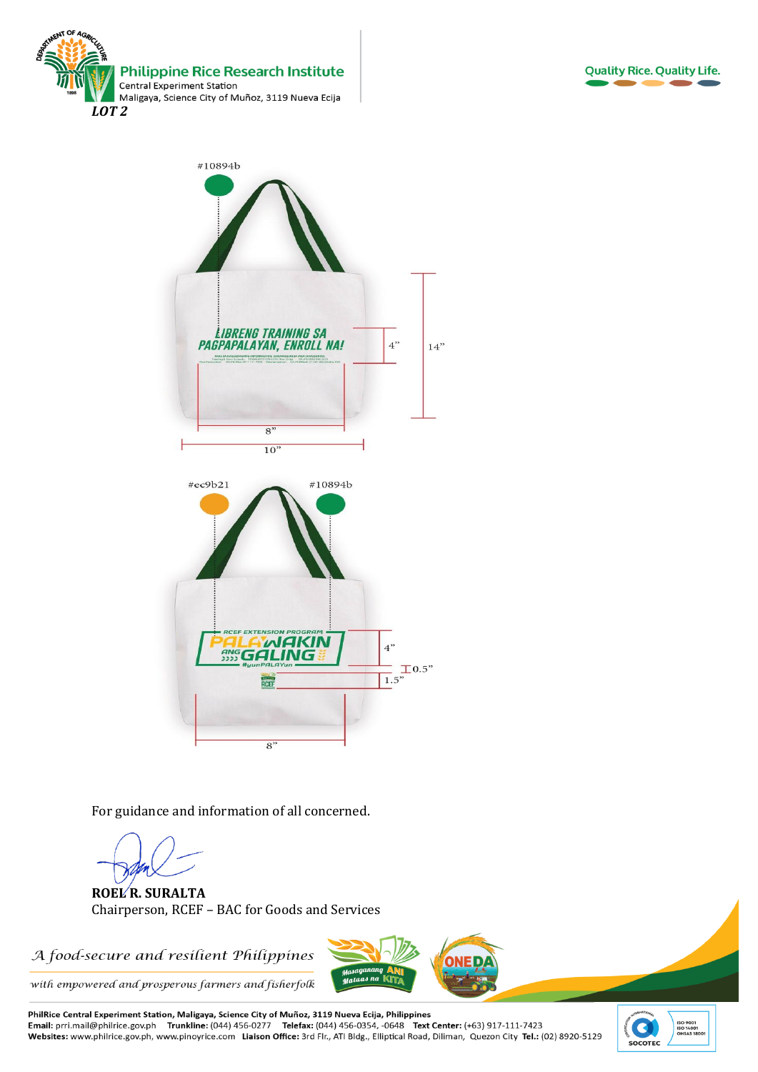**LOT 2**

#10894b

LIBRENG TRAINING SA PAGPAPALAYAN, ENROLL NA!

4"

14"

8"

10"

#ec9b21

#10894b

RCEF EXTENSION PROGRAM PALAWAKIN ANG GALING #yunPALAYun

4"

0.5"

1.5"

8"

For guidance and information of all concerned.

**ROEL R. SURALTA**
Chairperson, RCEF – BAC for Goods and Services